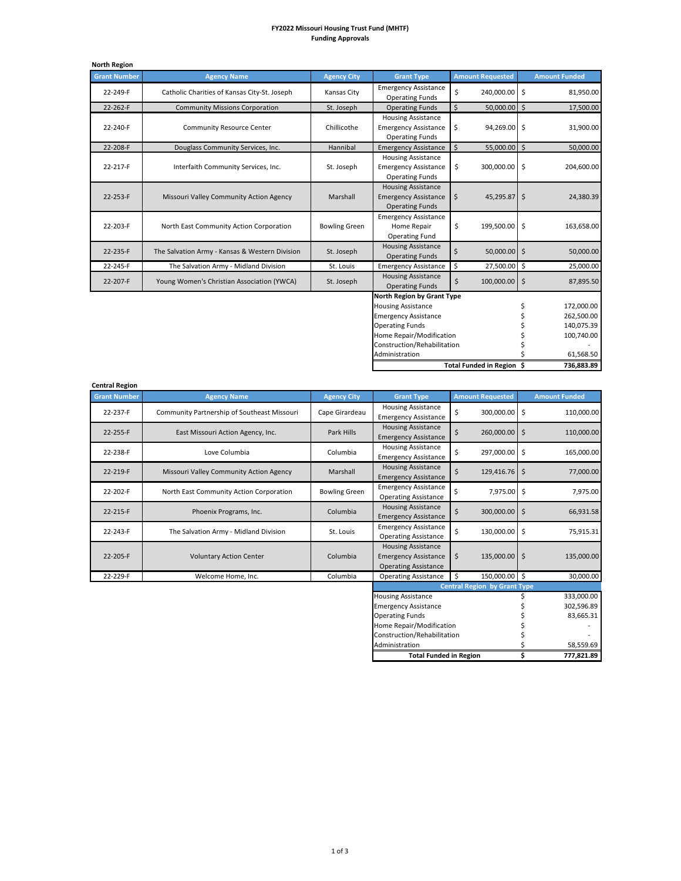# FY2022 Missouri Housing Trust Fund (MHTF)
## Funding Approvals

### North Region

| Grant Number | Agency Name | Agency City | Grant Type | Amount Requested | Amount Funded |
|---|---|---|---|---|---|
| 22-249-F | Catholic Charities of Kansas City-St. Joseph | Kansas City | Emergency Assistance<br>Operating Funds | $ 240,000.00 | $ 81,950.00 |
| 22-262-F | Community Missions Corporation | St. Joseph | Operating Funds | $ 50,000.00 | $ 17,500.00 |
| 22-240-F | Community Resource Center | Chillicothe | Housing Assistance<br>Emergency Assistance<br>Operating Funds | $ 94,269.00 | $ 31,900.00 |
| 22-208-F | Douglass Community Services, Inc. | Hannibal | Emergency Assistance | $ 55,000.00 | $ 50,000.00 |
| 22-217-F | Interfaith Community Services, Inc. | St. Joseph | Housing Assistance<br>Emergency Assistance<br>Operating Funds | $ 300,000.00 | $ 204,600.00 |
| 22-253-F | Missouri Valley Community Action Agency | Marshall | Housing Assistance<br>Emergency Assistance<br>Operating Funds | $ 45,295.87 | $ 24,380.39 |
| 22-203-F | North East Community Action Corporation | Bowling Green | Emergency Assistance<br>Home Repair<br>Operating Fund | $ 199,500.00 | $ 163,658.00 |
| 22-235-F | The Salvation Army - Kansas & Western Division | St. Joseph | Housing Assistance<br>Operating Funds | $ 50,000.00 | $ 50,000.00 |
| 22-245-F | The Salvation Army - Midland Division | St. Louis | Emergency Assistance | $ 27,500.00 | $ 25,000.00 |
| 22-207-F | Young Women's Christian Association (YWCA) | St. Joseph | Housing Assistance<br>Operating Funds | $ 100,000.00 | $ 87,895.50 |

| North Region by Grant Type | |
|---|---|
| Housing Assistance | $ 172,000.00 |
| Emergency Assistance | $ 262,500.00 |
| Operating Funds | $ 140,075.39 |
| Home Repair/Modification | $ 100,740.00 |
| Construction/Rehabilitation | $ - |
| Administration | $ 61,568.50 |
| **Total Funded in Region** | **$ 736,883.89** |

### Central Region

| Grant Number | Agency Name | Agency City | Grant Type | Amount Requested | Amount Funded |
|---|---|---|---|---|---|
| 22-237-F | Community Partnership of Southeast Missouri | Cape Girardeau | Housing Assistance<br>Emergency Assistance | $ 300,000.00 | $ 110,000.00 |
| 22-255-F | East Missouri Action Agency, Inc. | Park Hills | Housing Assistance<br>Emergency Assistance | $ 260,000.00 | $ 110,000.00 |
| 22-238-F | Love Columbia | Columbia | Housing Assistance<br>Emergency Assistance | $ 297,000.00 | $ 165,000.00 |
| 22-219-F | Missouri Valley Community Action Agency | Marshall | Housing Assistance<br>Emergency Assistance | $ 129,416.76 | $ 77,000.00 |
| 22-202-F | North East Community Action Corporation | Bowling Green | Emergency Assistance<br>Operating Assistance | $ 7,975.00 | $ 7,975.00 |
| 22-215-F | Phoenix Programs, Inc. | Columbia | Housing Assistance<br>Emergency Assistance | $ 300,000.00 | $ 66,931.58 |
| 22-243-F | The Salvation Army - Midland Division | St. Louis | Emergency Assistance<br>Operating Assistance | $ 130,000.00 | $ 75,915.31 |
| 22-205-F | Voluntary Action Center | Columbia | Housing Assistance<br>Emergency Assistance<br>Operating Assistance | $ 135,000.00 | $ 135,000.00 |
| 22-229-F | Welcome Home, Inc. | Columbia | Operating Assistance | $ 150,000.00 | $ 30,000.00 |

| Central Region by Grant Type | |
|---|---|
| Housing Assistance | $ 333,000.00 |
| Emergency Assistance | $ 302,596.89 |
| Operating Funds | $ 83,665.31 |
| Home Repair/Modification | $ - |
| Construction/Rehabilitation | $ - |
| Administration | $ 58,559.69 |
| **Total Funded in Region** | **$ 777,821.89** |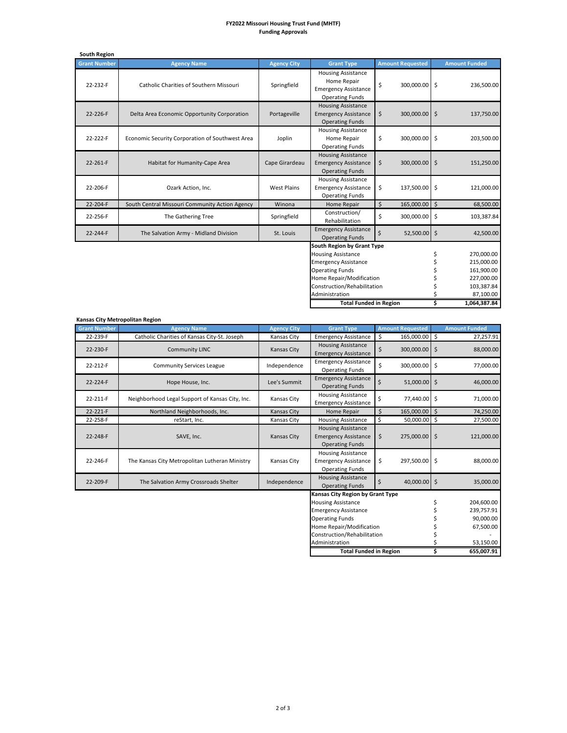**FY2022 Missouri Housing Trust Fund (MHTF)**
**Funding Approvals**

**South Region**

| Grant Number | Agency Name | Agency City | Grant Type | Amount Requested | Amount Funded |
|---|---|---|---|---|---|
| 22-232-F | Catholic Charities of Southern Missouri | Springfield | Housing Assistance<br>Home Repair<br>Emergency Assistance<br>Operating Funds | $ 300,000.00 | $ 236,500.00 |
| 22-226-F | Delta Area Economic Opportunity Corporation | Portageville | Housing Assistance<br>Emergency Assistance<br>Operating Funds | $ 300,000.00 | $ 137,750.00 |
| 22-222-F | Economic Security Corporation of Southwest Area | Joplin | Housing Assistance<br>Home Repair<br>Operating Funds | $ 300,000.00 | $ 203,500.00 |
| 22-261-F | Habitat for Humanity-Cape Area | Cape Girardeau | Housing Assistance<br>Emergency Assistance<br>Operating Funds | $ 300,000.00 | $ 151,250.00 |
| 22-206-F | Ozark Action, Inc. | West Plains | Housing Assistance<br>Emergency Assistance<br>Operating Funds | $ 137,500.00 | $ 121,000.00 |
| 22-204-F | South Central Missouri Community Action Agency | Winona | Home Repair | $ 165,000.00 | $ 68,500.00 |
| 22-256-F | The Gathering Tree | Springfield | Construction/<br>Rehabilitation | $ 300,000.00 | $ 103,387.84 |
| 22-244-F | The Salvation Army - Midland Division | St. Louis | Emergency Assistance<br>Operating Funds | $ 52,500.00 | $ 42,500.00 |

| South Region by Grant Type | |
|---|---|
| Housing Assistance | $ 270,000.00 |
| Emergency Assistance | $ 215,000.00 |
| Operating Funds | $ 161,900.00 |
| Home Repair/Modification | $ 227,000.00 |
| Construction/Rehabilitation | $ 103,387.84 |
| Administration | $ 87,100.00 |
| **Total Funded in Region** | **$ 1,064,387.84** |

**Kansas City Metropolitan Region**

| Grant Number | Agency Name | Agency City | Grant Type | Amount Requested | Amount Funded |
|---|---|---|---|---|---|
| 22-239-F | Catholic Charities of Kansas City-St. Joseph | Kansas City | Emergency Assistance | $ 165,000.00 | $ 27,257.91 |
| 22-230-F | Community LINC | Kansas City | Housing Assistance<br>Emergency Assistance | $ 300,000.00 | $ 88,000.00 |
| 22-212-F | Community Services League | Independence | Emergency Assistance<br>Operating Funds | $ 300,000.00 | $ 77,000.00 |
| 22-224-F | Hope House, Inc. | Lee's Summit | Emergency Assistance<br>Operating Funds | $ 51,000.00 | $ 46,000.00 |
| 22-211-F | Neighborhood Legal Support of Kansas City, Inc. | Kansas City | Housing Assistance<br>Emergency Assistance | $ 77,440.00 | $ 71,000.00 |
| 22-221-F | Northland Neighborhoods, Inc. | Kansas City | Home Repair | $ 165,000.00 | $ 74,250.00 |
| 22-258-F | reStart, Inc. | Kansas City | Housing Assistance | $ 50,000.00 | $ 27,500.00 |
| 22-248-F | SAVE, Inc. | Kansas City | Housing Assistance<br>Emergency Assistance<br>Operating Funds | $ 275,000.00 | $ 121,000.00 |
| 22-246-F | The Kansas City Metropolitan Lutheran Ministry | Kansas City | Housing Assistance<br>Emergency Assistance<br>Operating Funds | $ 297,500.00 | $ 88,000.00 |
| 22-209-F | The Salvation Army Crossroads Shelter | Independence | Housing Assistance<br>Operating Funds | $ 40,000.00 | $ 35,000.00 |

| Kansas City Region by Grant Type | |
|---|---|
| Housing Assistance | $ 204,600.00 |
| Emergency Assistance | $ 239,757.91 |
| Operating Funds | $ 90,000.00 |
| Home Repair/Modification | $ 67,500.00 |
| Construction/Rehabilitation | $ - |
| Administration | $ 53,150.00 |
| **Total Funded in Region** | **$ 655,007.91** |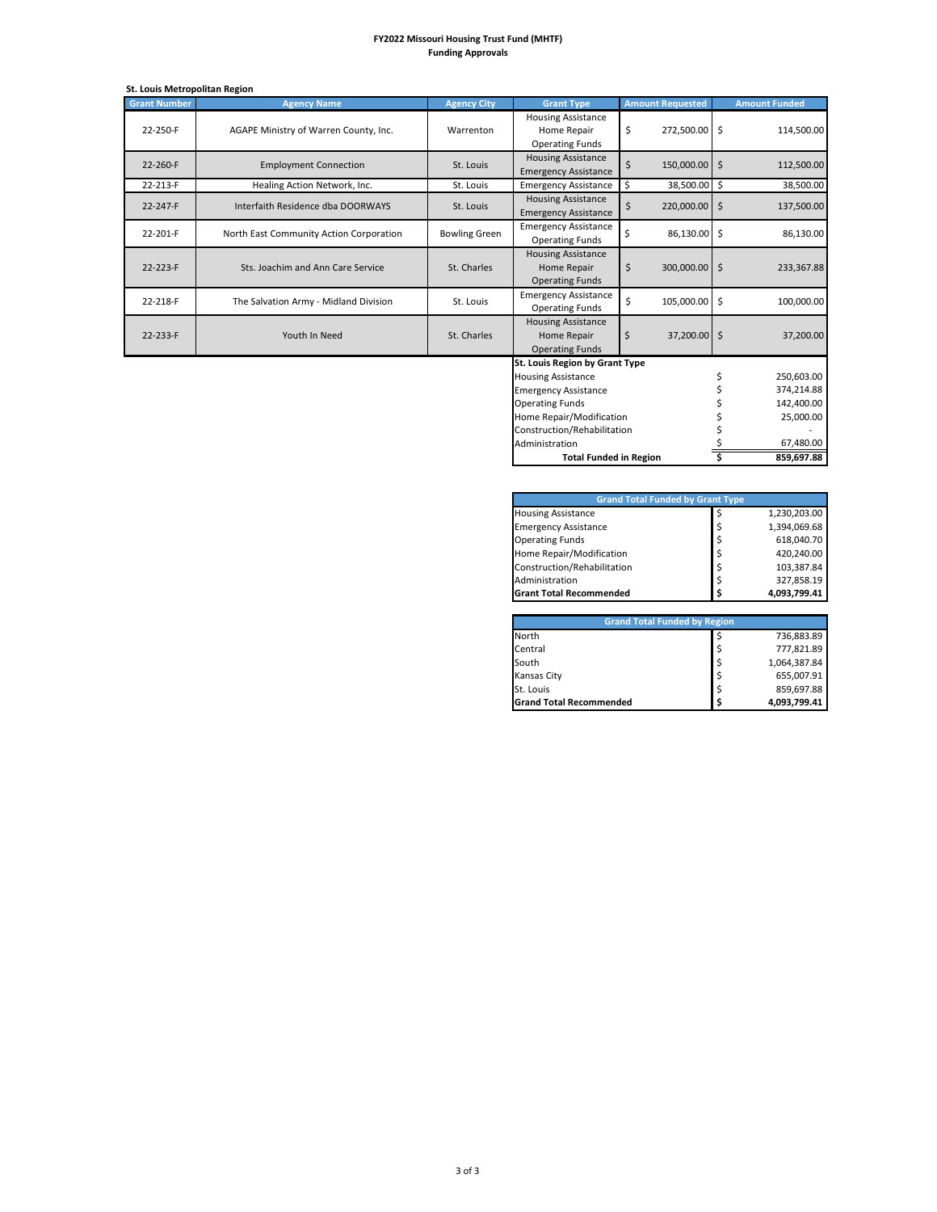**FY2022 Missouri Housing Trust Fund (MHTF)**
**Funding Approvals**

**St. Louis Metropolitan Region**

| Grant Number | Agency Name | Agency City | Grant Type | Amount Requested | Amount Funded |
|---|---|---|---|---|---|
| 22-250-F | AGAPE Ministry of Warren County, Inc. | Warrenton | Housing Assistance<br>Home Repair<br>Operating Funds | $ 272,500.00 | $ 114,500.00 |
| 22-260-F | Employment Connection | St. Louis | Housing Assistance<br>Emergency Assistance | $ 150,000.00 | $ 112,500.00 |
| 22-213-F | Healing Action Network, Inc. | St. Louis | Emergency Assistance | $ 38,500.00 | $ 38,500.00 |
| 22-247-F | Interfaith Residence dba DOORWAYS | St. Louis | Housing Assistance<br>Emergency Assistance | $ 220,000.00 | $ 137,500.00 |
| 22-201-F | North East Community Action Corporation | Bowling Green | Emergency Assistance<br>Operating Funds | $ 86,130.00 | $ 86,130.00 |
| 22-223-F | Sts. Joachim and Ann Care Service | St. Charles | Housing Assistance<br>Home Repair<br>Operating Funds | $ 300,000.00 | $ 233,367.88 |
| 22-218-F | The Salvation Army - Midland Division | St. Louis | Emergency Assistance<br>Operating Funds | $ 105,000.00 | $ 100,000.00 |
| 22-233-F | Youth In Need | St. Charles | Housing Assistance<br>Home Repair<br>Operating Funds | $ 37,200.00 | $ 37,200.00 |

| St. Louis Region by Grant Type | |
|---|---|
| Housing Assistance | $ 250,603.00 |
| Emergency Assistance | $ 374,214.88 |
| Operating Funds | $ 142,400.00 |
| Home Repair/Modification | $ 25,000.00 |
| Construction/Rehabilitation | $ - |
| Administration | $ 67,480.00 |
| **Total Funded in Region** | **$ 859,697.88** |

| Grand Total Funded by Grant Type | |
|---|---|
| Housing Assistance | $ 1,230,203.00 |
| Emergency Assistance | $ 1,394,069.68 |
| Operating Funds | $ 618,040.70 |
| Home Repair/Modification | $ 420,240.00 |
| Construction/Rehabilitation | $ 103,387.84 |
| Administration | $ 327,858.19 |
| **Grant Total Recommended** | **$ 4,093,799.41** |

| Grand Total Funded by Region | |
|---|---|
| North | $ 736,883.89 |
| Central | $ 777,821.89 |
| South | $ 1,064,387.84 |
| Kansas City | $ 655,007.91 |
| St. Louis | $ 859,697.88 |
| **Grand Total Recommended** | **$ 4,093,799.41** |